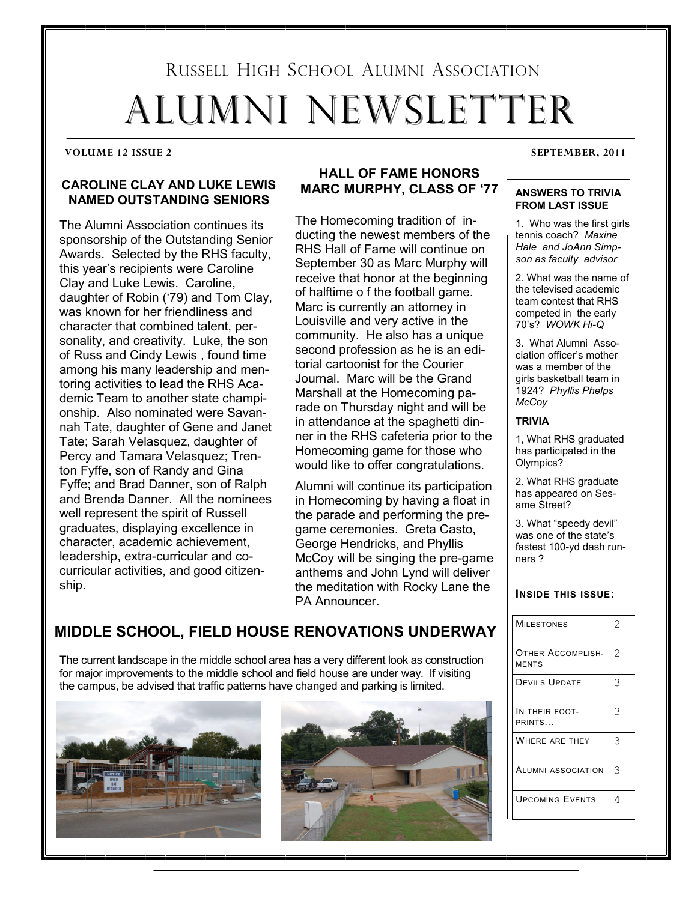# Russell High School Alumni Association

# ALUMNI NEWSLETTER

**VOLUME 12 ISSUE 2** **SEPTEMBER, 2011**

## CAROLINE CLAY AND LUKE LEWIS NAMED OUTSTANDING SENIORS

The Alumni Association continues its sponsorship of the Outstanding Senior Awards. Selected by the RHS faculty, this year's recipients were Caroline Clay and Luke Lewis. Caroline, daughter of Robin ('79) and Tom Clay, was known for her friendliness and character that combined talent, personality, and creativity. Luke, the son of Russ and Cindy Lewis , found time among his many leadership and mentoring activities to lead the RHS Academic Team to another state championship. Also nominated were Savannah Tate, daughter of Gene and Janet Tate; Sarah Velasquez, daughter of Percy and Tamara Velasquez; Trenton Fyffe, son of Randy and Gina Fyffe; and Brad Danner, son of Ralph and Brenda Danner. All the nominees well represent the spirit of Russell graduates, displaying excellence in character, academic achievement, leadership, extra-curricular and co-curricular activities, and good citizenship.

## HALL OF FAME HONORS MARC MURPHY, CLASS OF '77

The Homecoming tradition of inducting the newest members of the RHS Hall of Fame will continue on September 30 as Marc Murphy will receive that honor at the beginning of halftime o f the football game. Marc is currently an attorney in Louisville and very active in the community. He also has a unique second profession as he is an editorial cartoonist for the Courier Journal. Marc will be the Grand Marshall at the Homecoming parade on Thursday night and will be in attendance at the spaghetti dinner in the RHS cafeteria prior to the Homecoming game for those who would like to offer congratulations.

Alumni will continue its participation in Homecoming by having a float in the parade and performing the pre-game ceremonies. Greta Casto, George Hendricks, and Phyllis McCoy will be singing the pre-game anthems and John Lynd will deliver the meditation with Rocky Lane the PA Announcer.

## MIDDLE SCHOOL, FIELD HOUSE RENOVATIONS UNDERWAY

The current landscape in the middle school area has a very different look as construction for major improvements to the middle school and field house are under way. If visiting the campus, be advised that traffic patterns have changed and parking is limited.

### ANSWERS TO TRIVIA FROM LAST ISSUE

1. Who was the first girls tennis coach? *Maxine Hale and JoAnn Simpson as faculty advisor*

2. What was the name of the televised academic team contest that RHS competed in the early 70's? *WOWK Hi-Q*

3. What Alumni Association officer's mother was a member of the girls basketball team in 1924? *Phyllis Phelps McCoy*

### TRIVIA

1, What RHS graduated has participated in the Olympics?

2. What RHS graduate has appeared on Sesame Street?

3. What "speedy devil" was one of the state's fastest 100-yd dash runners ?

### INSIDE THIS ISSUE:

| Section | Page |
|---|---|
| Milestones | 2 |
| Other Accomplishments | 2 |
| Devils Update | 3 |
| In their footprints… | 3 |
| Where are they | 3 |
| Alumni Association | 3 |
| Upcoming Events | 4 |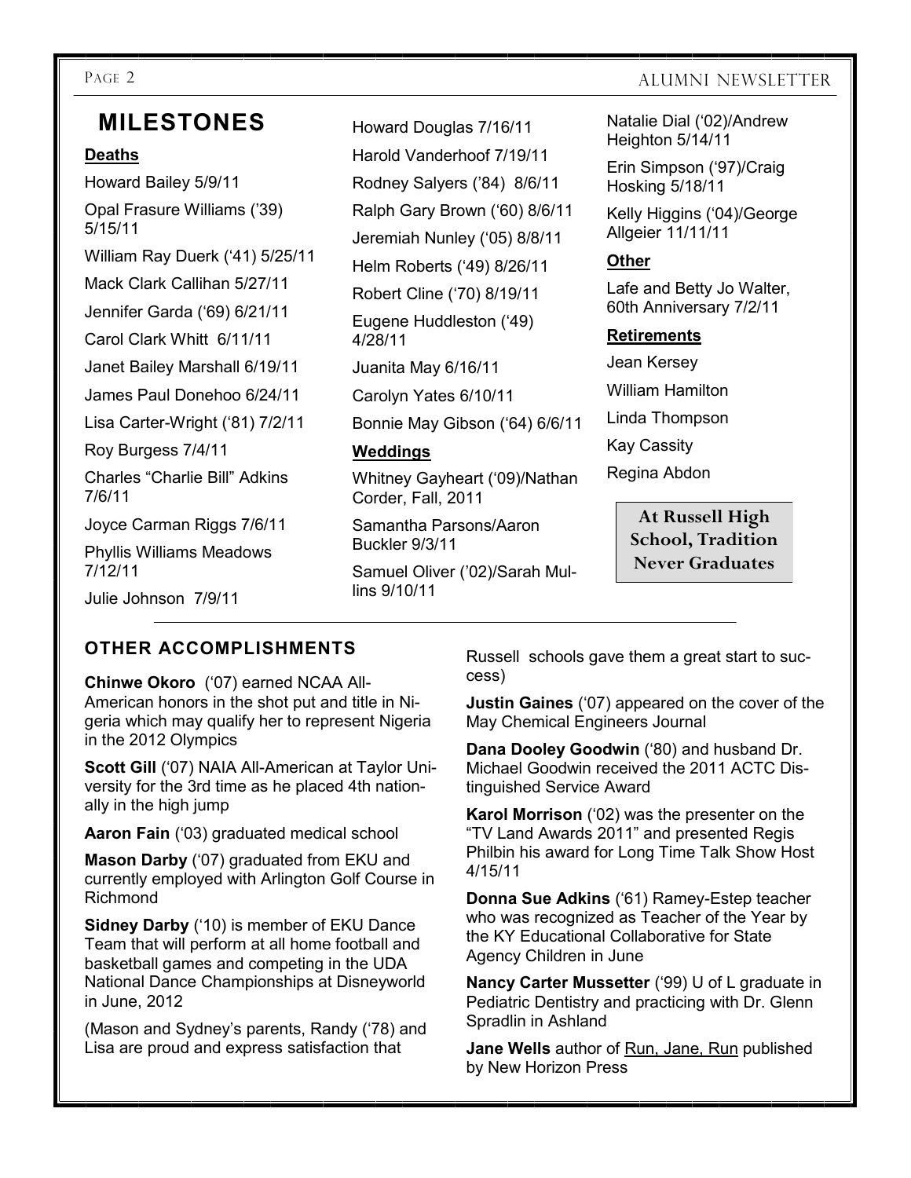# MILESTONES

### Deaths

Howard Bailey 5/9/11

Opal Frasure Williams ('39) 5/15/11

William Ray Duerk ('41) 5/25/11

Mack Clark Callihan 5/27/11

Jennifer Garda ('69) 6/21/11

Carol Clark Whitt 6/11/11

Janet Bailey Marshall 6/19/11

James Paul Donehoo 6/24/11

Lisa Carter-Wright ('81) 7/2/11

Roy Burgess 7/4/11

Charles "Charlie Bill" Adkins 7/6/11

Joyce Carman Riggs 7/6/11

Phyllis Williams Meadows 7/12/11

Julie Johnson 7/9/11

Howard Douglas 7/16/11

Harold Vanderhoof 7/19/11

Rodney Salyers ('84) 8/6/11

Ralph Gary Brown ('60) 8/6/11

Jeremiah Nunley ('05) 8/8/11

Helm Roberts ('49) 8/26/11

Robert Cline ('70) 8/19/11

Eugene Huddleston ('49) 4/28/11

Juanita May 6/16/11

Carolyn Yates 6/10/11

Bonnie May Gibson ('64) 6/6/11

### Weddings

Whitney Gayheart ('09)/Nathan Corder, Fall, 2011

Samantha Parsons/Aaron Buckler 9/3/11

Samuel Oliver ('02)/Sarah Mullins 9/10/11

Natalie Dial ('02)/Andrew Heighton 5/14/11

Erin Simpson ('97)/Craig Hosking 5/18/11

Kelly Higgins ('04)/George Allgeier 11/11/11

### Other

Lafe and Betty Jo Walter, 60th Anniversary 7/2/11

### Retirements

Jean Kersey

William Hamilton

Linda Thompson

Kay Cassity

Regina Abdon

**At Russell High School, Tradition Never Graduates**

## OTHER ACCOMPLISHMENTS

**Chinwe Okoro** ('07) earned NCAA All-American honors in the shot put and title in Nigeria which may qualify her to represent Nigeria in the 2012 Olympics

**Scott Gill** ('07) NAIA All-American at Taylor University for the 3rd time as he placed 4th nationally in the high jump

**Aaron Fain** ('03) graduated medical school

**Mason Darby** ('07) graduated from EKU and currently employed with Arlington Golf Course in Richmond

**Sidney Darby** ('10) is member of EKU Dance Team that will perform at all home football and basketball games and competing in the UDA National Dance Championships at Disneyworld in June, 2012

(Mason and Sydney's parents, Randy ('78) and Lisa are proud and express satisfaction that Russell schools gave them a great start to success)

**Justin Gaines** ('07) appeared on the cover of the May Chemical Engineers Journal

**Dana Dooley Goodwin** ('80) and husband Dr. Michael Goodwin received the 2011 ACTC Distinguished Service Award

**Karol Morrison** ('02) was the presenter on the "TV Land Awards 2011" and presented Regis Philbin his award for Long Time Talk Show Host 4/15/11

**Donna Sue Adkins** ('61) Ramey-Estep teacher who was recognized as Teacher of the Year by the KY Educational Collaborative for State Agency Children in June

**Nancy Carter Mussetter** ('99) U of L graduate in Pediatric Dentistry and practicing with Dr. Glenn Spradlin in Ashland

**Jane Wells** author of Run, Jane, Run published by New Horizon Press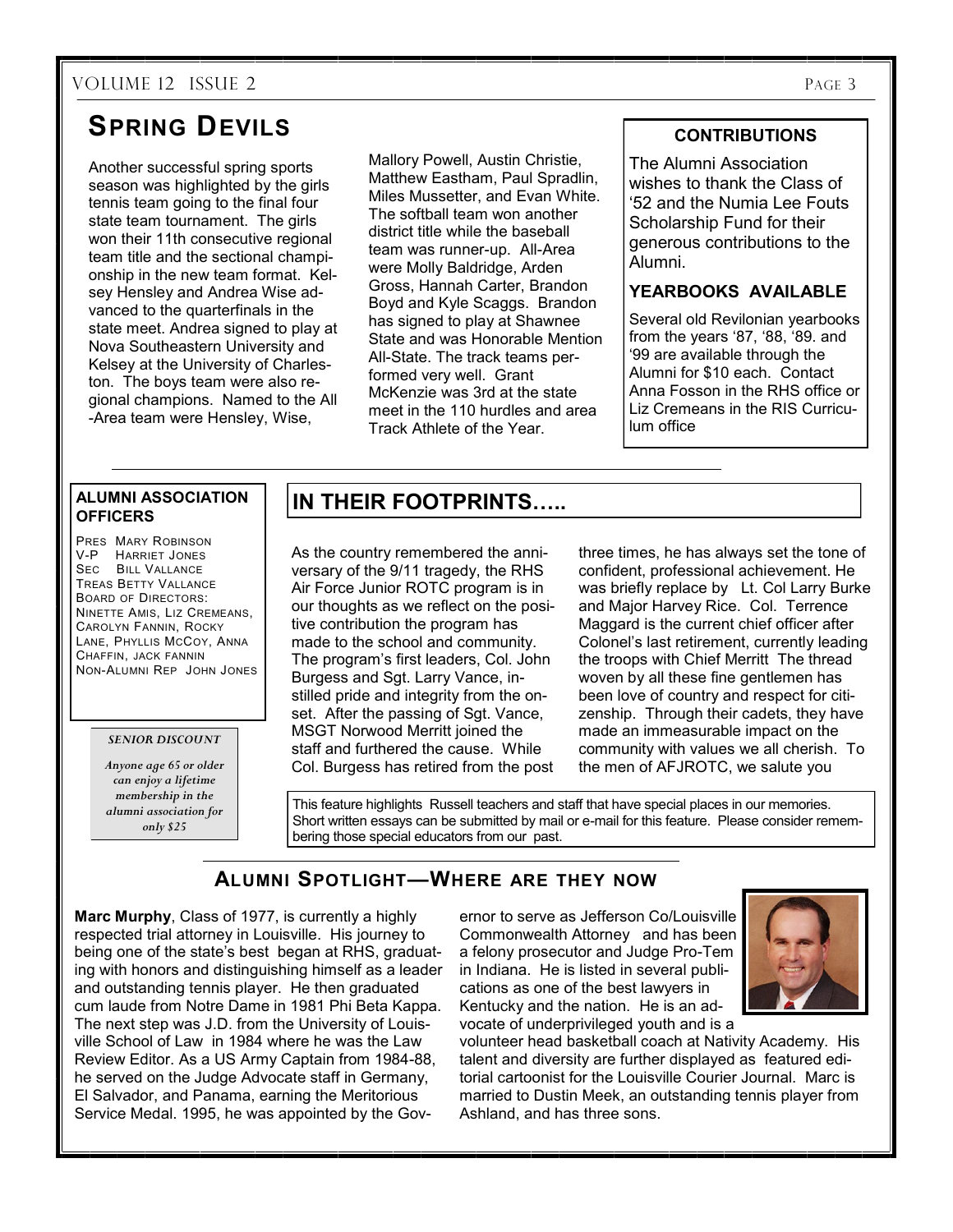## Spring Devils

Another successful spring sports season was highlighted by the girls tennis team going to the final four state team tournament. The girls won their 11th consecutive regional team title and the sectional championship in the new team format. Kelsey Hensley and Andrea Wise advanced to the quarterfinals in the state meet. Andrea signed to play at Nova Southeastern University and Kelsey at the University of Charleston. The boys team were also regional champions. Named to the All -Area team were Hensley, Wise, Mallory Powell, Austin Christie, Matthew Eastham, Paul Spradlin, Miles Mussetter, and Evan White. The softball team won another district title while the baseball team was runner-up. All-Area were Molly Baldridge, Arden Gross, Hannah Carter, Brandon Boyd and Kyle Scaggs. Brandon has signed to play at Shawnee State and was Honorable Mention All-State. The track teams performed very well. Grant McKenzie was 3rd at the state meet in the 110 hurdles and area Track Athlete of the Year.

### CONTRIBUTIONS

The Alumni Association wishes to thank the Class of '52 and the Numia Lee Fouts Scholarship Fund for their generous contributions to the Alumni.

### YEARBOOKS AVAILABLE

Several old Revilonian yearbooks from the years '87, '88, '89. and '99 are available through the Alumni for $10 each. Contact Anna Fosson in the RHS office or Liz Cremeans in the RIS Curriculum office

### ALUMNI ASSOCIATION OFFICERS

PRES MARY ROBINSON
V-P HARRIET JONES
SEC BILL VALLANCE
TREAS BETTY VALLANCE
BOARD OF DIRECTORS: NINETTE AMIS, LIZ CREMEANS, CAROLYN FANNIN, ROCKY LANE, PHYLLIS MCCOY, ANNA CHAFFIN, JACK FANNIN
NON-ALUMNI REP JOHN JONES

**SENIOR DISCOUNT**

*Anyone age 65 or older can enjoy a lifetime membership in the alumni association for only $25*

## IN THEIR FOOTPRINTS…..

As the country remembered the anniversary of the 9/11 tragedy, the RHS Air Force Junior ROTC program is in our thoughts as we reflect on the positive contribution the program has made to the school and community. The program's first leaders, Col. John Burgess and Sgt. Larry Vance, instilled pride and integrity from the onset. After the passing of Sgt. Vance, MSGT Norwood Merritt joined the staff and furthered the cause. While Col. Burgess has retired from the post three times, he has always set the tone of confident, professional achievement. He was briefly replace by Lt. Col Larry Burke and Major Harvey Rice. Col. Terrence Maggard is the current chief officer after Colonel's last retirement, currently leading the troops with Chief Merritt The thread woven by all these fine gentlemen has been love of country and respect for citizenship. Through their cadets, they have made an immeasurable impact on the community with values we all cherish. To the men of AFJROTC, we salute you

This feature highlights Russell teachers and staff that have special places in our memories. Short written essays can be submitted by mail or e-mail for this feature. Please consider remembering those special educators from our past.

## Alumni Spotlight—Where are they now

**Marc Murphy**, Class of 1977, is currently a highly respected trial attorney in Louisville. His journey to being one of the state's best began at RHS, graduating with honors and distinguishing himself as a leader and outstanding tennis player. He then graduated cum laude from Notre Dame in 1981 Phi Beta Kappa. The next step was J.D. from the University of Louisville School of Law in 1984 where he was the Law Review Editor. As a US Army Captain from 1984-88, he served on the Judge Advocate staff in Germany, El Salvador, and Panama, earning the Meritorious Service Medal. 1995, he was appointed by the Governor to serve as Jefferson Co/Louisville Commonwealth Attorney and has been a felony prosecutor and Judge Pro-Tem in Indiana. He is listed in several publications as one of the best lawyers in Kentucky and the nation. He is an advocate of underprivileged youth and is a volunteer head basketball coach at Nativity Academy. His talent and diversity are further displayed as featured editorial cartoonist for the Louisville Courier Journal. Marc is married to Dustin Meek, an outstanding tennis player from Ashland, and has three sons.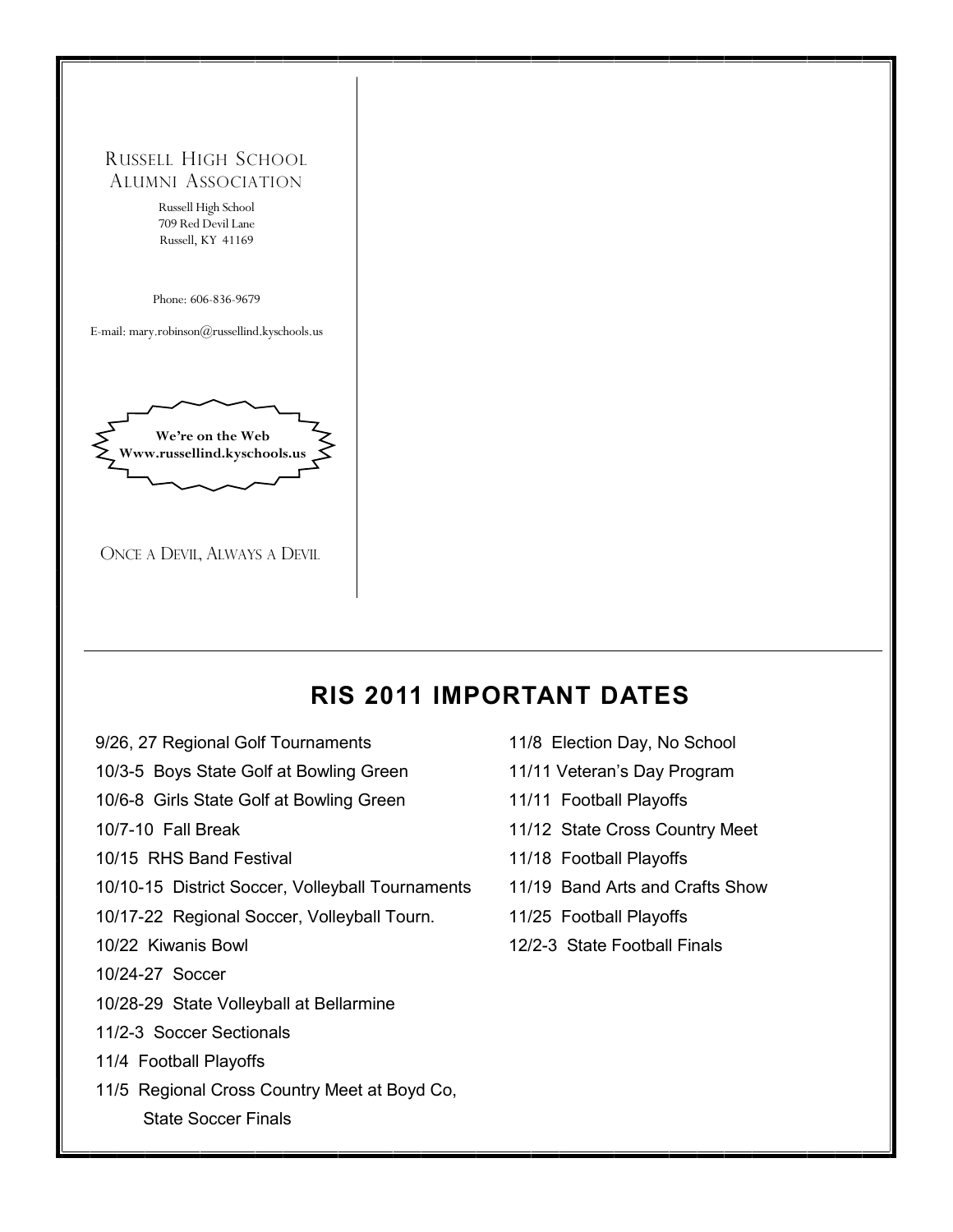RUSSELL HIGH SCHOOL ALUMNI ASSOCIATION

Russell High School
709 Red Devil Lane
Russell, KY 41169

Phone: 606-836-9679

E-mail: mary.robinson@russellind.kyschools.us

**We're on the Web**
**Www.russellind.kyschools.us**

ONCE A DEVIL, ALWAYS A DEVIL

## RIS 2011 IMPORTANT DATES

9/26, 27 Regional Golf Tournaments

10/3-5 Boys State Golf at Bowling Green

10/6-8 Girls State Golf at Bowling Green

10/7-10 Fall Break

10/15 RHS Band Festival

10/10-15 District Soccer, Volleyball Tournaments

10/17-22 Regional Soccer, Volleyball Tourn.

10/22 Kiwanis Bowl

10/24-27 Soccer

10/28-29 State Volleyball at Bellarmine

11/2-3 Soccer Sectionals

11/4 Football Playoffs

11/5 Regional Cross Country Meet at Boyd Co,
State Soccer Finals

11/8 Election Day, No School

11/11 Veteran's Day Program

11/11 Football Playoffs

11/12 State Cross Country Meet

11/18 Football Playoffs

11/19 Band Arts and Crafts Show

11/25 Football Playoffs

12/2-3 State Football Finals